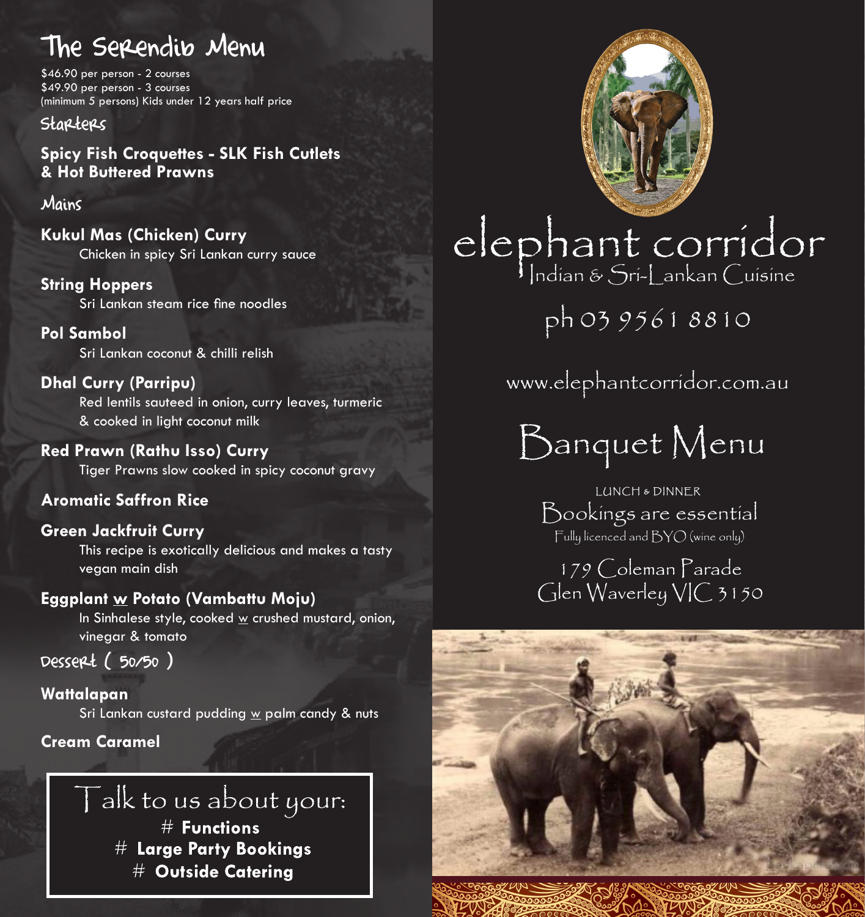# The Serendib Menu

$46.90 per person - 2 courses
$49.90 per person - 3 courses
(minimum 5 persons) Kids under 12 years half price

## Starters

**Spicy Fish Croquettes - SLK Fish Cutlets & Hot Buttered Prawns**

## Mains

**Kukul Mas (Chicken) Curry**
Chicken in spicy Sri Lankan curry sauce

**String Hoppers**
Sri Lankan steam rice fine noodles

**Pol Sambol**
Sri Lankan coconut & chilli relish

**Dhal Curry (Parripu)**
Red lentils sauteed in onion, curry leaves, turmeric & cooked in light coconut milk

**Red Prawn (Rathu Isso) Curry**
Tiger Prawns slow cooked in spicy coconut gravy

**Aromatic Saffron Rice**

**Green Jackfruit Curry**
This recipe is exotically delicious and makes a tasty vegan main dish

**Eggplant w Potato (Vambattu Moju)**
In Sinhalese style, cooked w crushed mustard, onion, vinegar & tomato

## Dessert ( 50/50 )

**Wattalapan**
Sri Lankan custard pudding w palm candy & nuts

**Cream Caramel**

Talk to us about your:
# **Functions**
# **Large Party Bookings**
# **Outside Catering**

# elephant corridor

Indian & Sri-Lankan Cuisine

ph 03 9561 8810

www.elephantcorridor.com.au

# Banquet Menu

LUNCH & DINNER

Bookings are essential

Fully licenced and BYO (wine only)

179 Coleman Parade
Glen Waverley VIC 3150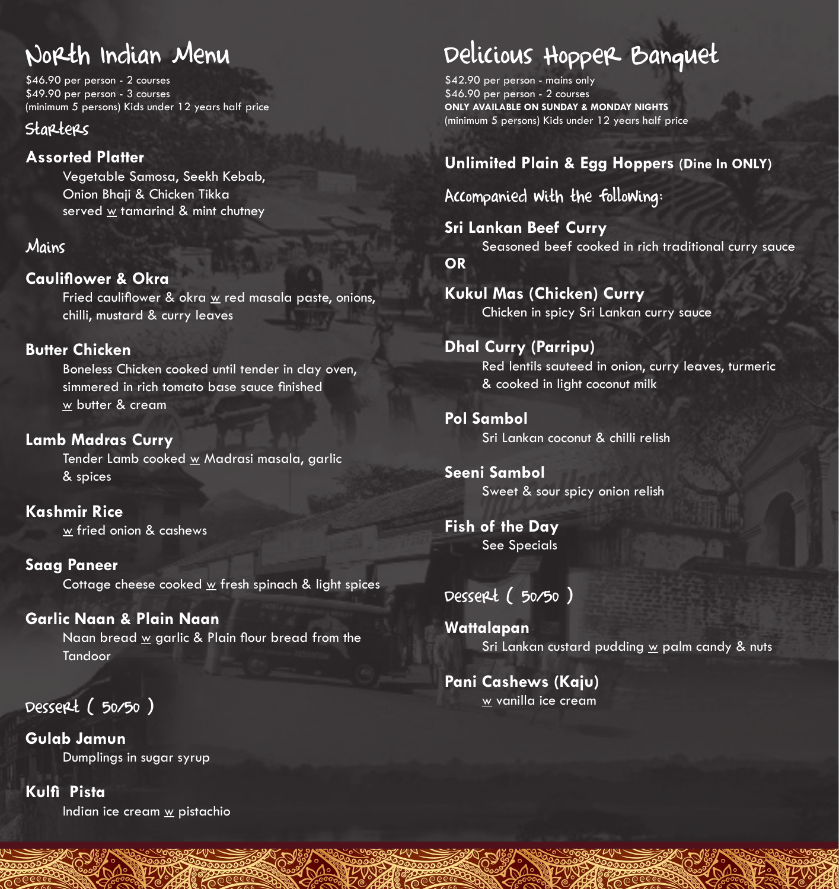# North Indian Menu

$46.90 per person - 2 courses
$49.90 per person - 3 courses
(minimum 5 persons) Kids under 12 years half price

## Starters

**Assorted Platter**
Vegetable Samosa, Seekh Kebab, Onion Bhaji & Chicken Tikka served w tamarind & mint chutney

## Mains

**Cauliflower & Okra**
Fried cauliflower & okra w red masala paste, onions, chilli, mustard & curry leaves

**Butter Chicken**
Boneless Chicken cooked until tender in clay oven, simmered in rich tomato base sauce finished w butter & cream

**Lamb Madras Curry**
Tender Lamb cooked w Madrasi masala, garlic & spices

**Kashmir Rice**
w fried onion & cashews

**Saag Paneer**
Cottage cheese cooked w fresh spinach & light spices

**Garlic Naan & Plain Naan**
Naan bread w garlic & Plain flour bread from the Tandoor

## Dessert ( 50/50 )

**Gulab Jamun**
Dumplings in sugar syrup

**Kulfi Pista**
Indian ice cream w pistachio

# Delicious Hopper Banquet

$42.90 per person - mains only
$46.90 per person - 2 courses
**ONLY AVAILABLE ON SUNDAY & MONDAY NIGHTS**
(minimum 5 persons) Kids under 12 years half price

**Unlimited Plain & Egg Hoppers (Dine In ONLY)**

## Accompanied with the following:

**Sri Lankan Beef Curry**
Seasoned beef cooked in rich traditional curry sauce

**OR**

**Kukul Mas (Chicken) Curry**
Chicken in spicy Sri Lankan curry sauce

**Dhal Curry (Parripu)**
Red lentils sauteed in onion, curry leaves, turmeric & cooked in light coconut milk

**Pol Sambol**
Sri Lankan coconut & chilli relish

**Seeni Sambol**
Sweet & sour spicy onion relish

**Fish of the Day**
See Specials

## Dessert ( 50/50 )

**Wattalapan**
Sri Lankan custard pudding w palm candy & nuts

**Pani Cashews (Kaju)**
w vanilla ice cream